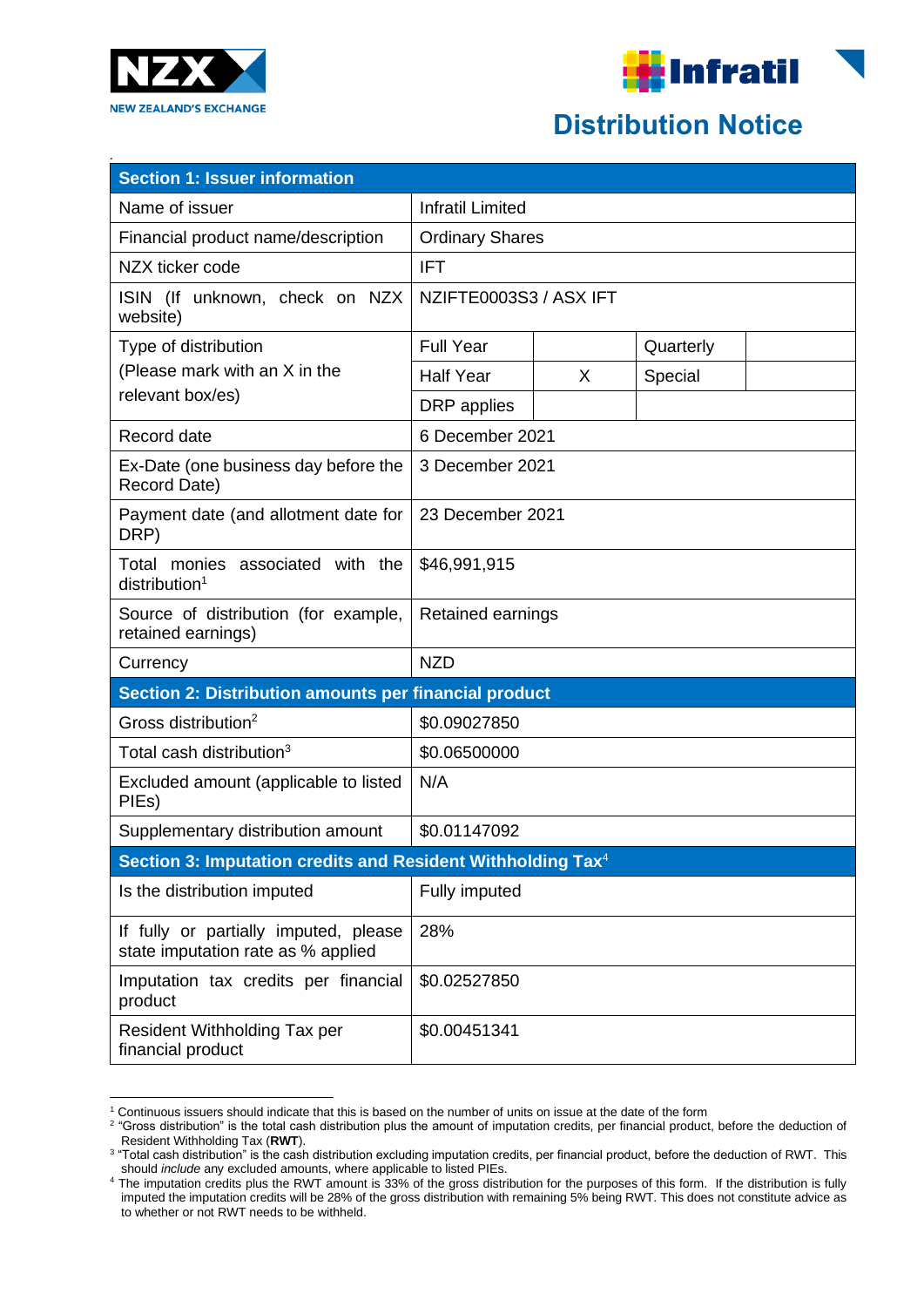NZX NEW ZEALAND'S EXCHANGE

Infratil

# Distribution Notice

| Section 1: Issuer information | | | | |
|---|---|---|---|---|
| Name of issuer | Infratil Limited | | | |
| Financial product name/description | Ordinary Shares | | | |
| NZX ticker code | IFT | | | |
| ISIN (If unknown, check on NZX website) | NZIFTE0003S3 / ASX IFT | | | |
| Type of distribution (Please mark with an X in the relevant box/es) | Full Year | | Quarterly | |
| | Half Year | X | Special | |
| | DRP applies | | | |
| Record date | 6 December 2021 | | | |
| Ex-Date (one business day before the Record Date) | 3 December 2021 | | | |
| Payment date (and allotment date for DRP) | 23 December 2021 | | | |
| Total monies associated with the distribution[1] | $46,991,915 | | | |
| Source of distribution (for example, retained earnings) | Retained earnings | | | |
| Currency | NZD | | | |
| **Section 2: Distribution amounts per financial product** | | | | |
| Gross distribution[2] | $0.09027850 | | | |
| Total cash distribution[3] | $0.06500000 | | | |
| Excluded amount (applicable to listed PIEs) | N/A | | | |
| Supplementary distribution amount | $0.01147092 | | | |
| **Section 3: Imputation credits and Resident Withholding Tax[4]** | | | | |
| Is the distribution imputed | Fully imputed | | | |
| If fully or partially imputed, please state imputation rate as % applied | 28% | | | |
| Imputation tax credits per financial product | $0.02527850 | | | |
| Resident Withholding Tax per financial product | $0.00451341 | | | |

[1] Continuous issuers should indicate that this is based on the number of units on issue at the date of the form

[2] "Gross distribution" is the total cash distribution plus the amount of imputation credits, per financial product, before the deduction of Resident Withholding Tax (**RWT**).

[3] "Total cash distribution" is the cash distribution excluding imputation credits, per financial product, before the deduction of RWT. This should *include* any excluded amounts, where applicable to listed PIEs.

[4] The imputation credits plus the RWT amount is 33% of the gross distribution for the purposes of this form. If the distribution is fully imputed the imputation credits will be 28% of the gross distribution with remaining 5% being RWT. This does not constitute advice as to whether or not RWT needs to be withheld.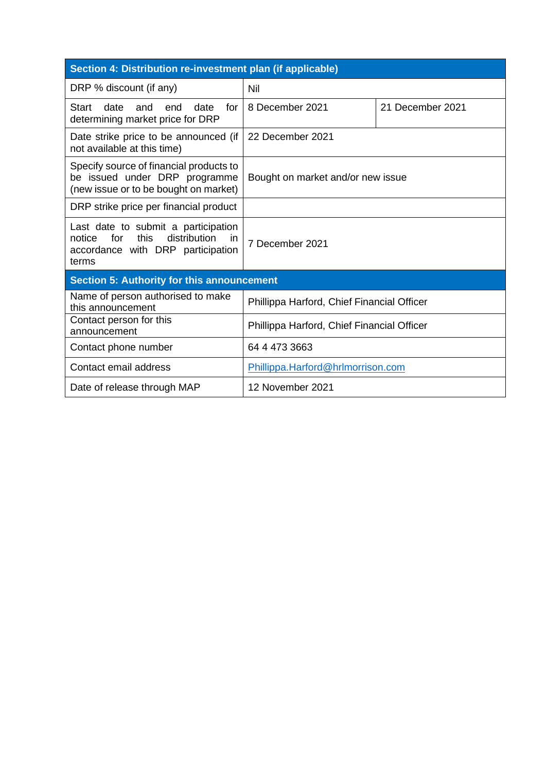| Section 4: Distribution re-investment plan (if applicable) | | |
|---|---|---|
| DRP % discount (if any) | Nil | |
| Start date and end date for determining market price for DRP | 8 December 2021 | 21 December 2021 |
| Date strike price to be announced (if not available at this time) | 22 December 2021 | |
| Specify source of financial products to be issued under DRP programme (new issue or to be bought on market) | Bought on market and/or new issue | |
| DRP strike price per financial product | | |
| Last date to submit a participation notice for this distribution in accordance with DRP participation terms | 7 December 2021 | |

| Section 5: Authority for this announcement | |
|---|---|
| Name of person authorised to make this announcement | Phillippa Harford, Chief Financial Officer |
| Contact person for this announcement | Phillippa Harford, Chief Financial Officer |
| Contact phone number | 64 4 473 3663 |
| Contact email address | Phillippa.Harford@hrlmorrison.com |
| Date of release through MAP | 12 November 2021 |